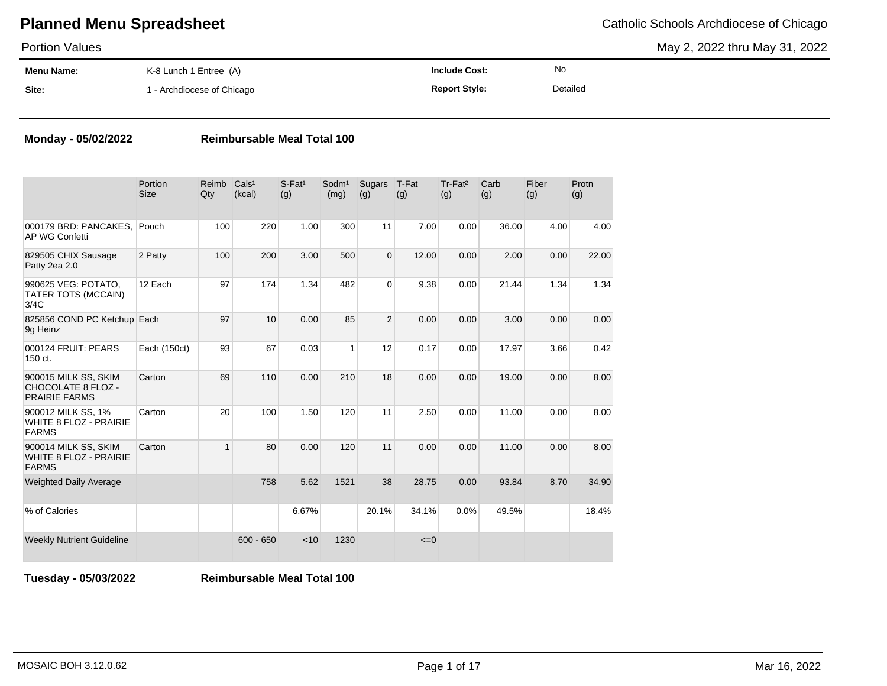# Planned Menu Spreadsheet

Catholic Schools Archdiocese of Chicago

Portion Values

May 2, 2022 thru May 31, 2022

| | | | |
|---|---|---|---|
| **Menu Name:** | K-8 Lunch 1 Entree (A) | **Include Cost:** | No |
| **Site:** | 1 - Archdiocese of Chicago | **Report Style:** | Detailed |

**Monday - 05/02/2022** **Reimbursable Meal Total 100**

| | Portion Size | Reimb Qty | Cals[1] (kcal) | S-Fat[1] (g) | Sodm[1] (mg) | Sugars (g) | T-Fat (g) | Tr-Fat[2] (g) | Carb (g) | Fiber (g) | Protn (g) |
|---|---|---|---|---|---|---|---|---|---|---|---|
| 000179 BRD: PANCAKES, AP WG Confetti | Pouch | 100 | 220 | 1.00 | 300 | 11 | 7.00 | 0.00 | 36.00 | 4.00 | 4.00 |
| 829505 CHIX Sausage Patty 2ea 2.0 | 2 Patty | 100 | 200 | 3.00 | 500 | 0 | 12.00 | 0.00 | 2.00 | 0.00 | 22.00 |
| 990625 VEG: POTATO, TATER TOTS (MCCAIN) 3/4C | 12 Each | 97 | 174 | 1.34 | 482 | 0 | 9.38 | 0.00 | 21.44 | 1.34 | 1.34 |
| 825856 COND PC Ketchup 9g Heinz | Each | 97 | 10 | 0.00 | 85 | 2 | 0.00 | 0.00 | 3.00 | 0.00 | 0.00 |
| 000124 FRUIT: PEARS 150 ct. | Each (150ct) | 93 | 67 | 0.03 | 1 | 12 | 0.17 | 0.00 | 17.97 | 3.66 | 0.42 |
| 900015 MILK SS, SKIM CHOCOLATE 8 FLOZ - PRAIRIE FARMS | Carton | 69 | 110 | 0.00 | 210 | 18 | 0.00 | 0.00 | 19.00 | 0.00 | 8.00 |
| 900012 MILK SS, 1% WHITE 8 FLOZ - PRAIRIE FARMS | Carton | 20 | 100 | 1.50 | 120 | 11 | 2.50 | 0.00 | 11.00 | 0.00 | 8.00 |
| 900014 MILK SS, SKIM WHITE 8 FLOZ - PRAIRIE FARMS | Carton | 1 | 80 | 0.00 | 120 | 11 | 0.00 | 0.00 | 11.00 | 0.00 | 8.00 |
| Weighted Daily Average | | | 758 | 5.62 | 1521 | 38 | 28.75 | 0.00 | 93.84 | 8.70 | 34.90 |
| % of Calories | | | | 6.67% | | 20.1% | 34.1% | 0.0% | 49.5% | | 18.4% |
| Weekly Nutrient Guideline | | | 600 - 650 | <10 | 1230 | | <=0 | | | | |

**Tuesday - 05/03/2022** **Reimbursable Meal Total 100**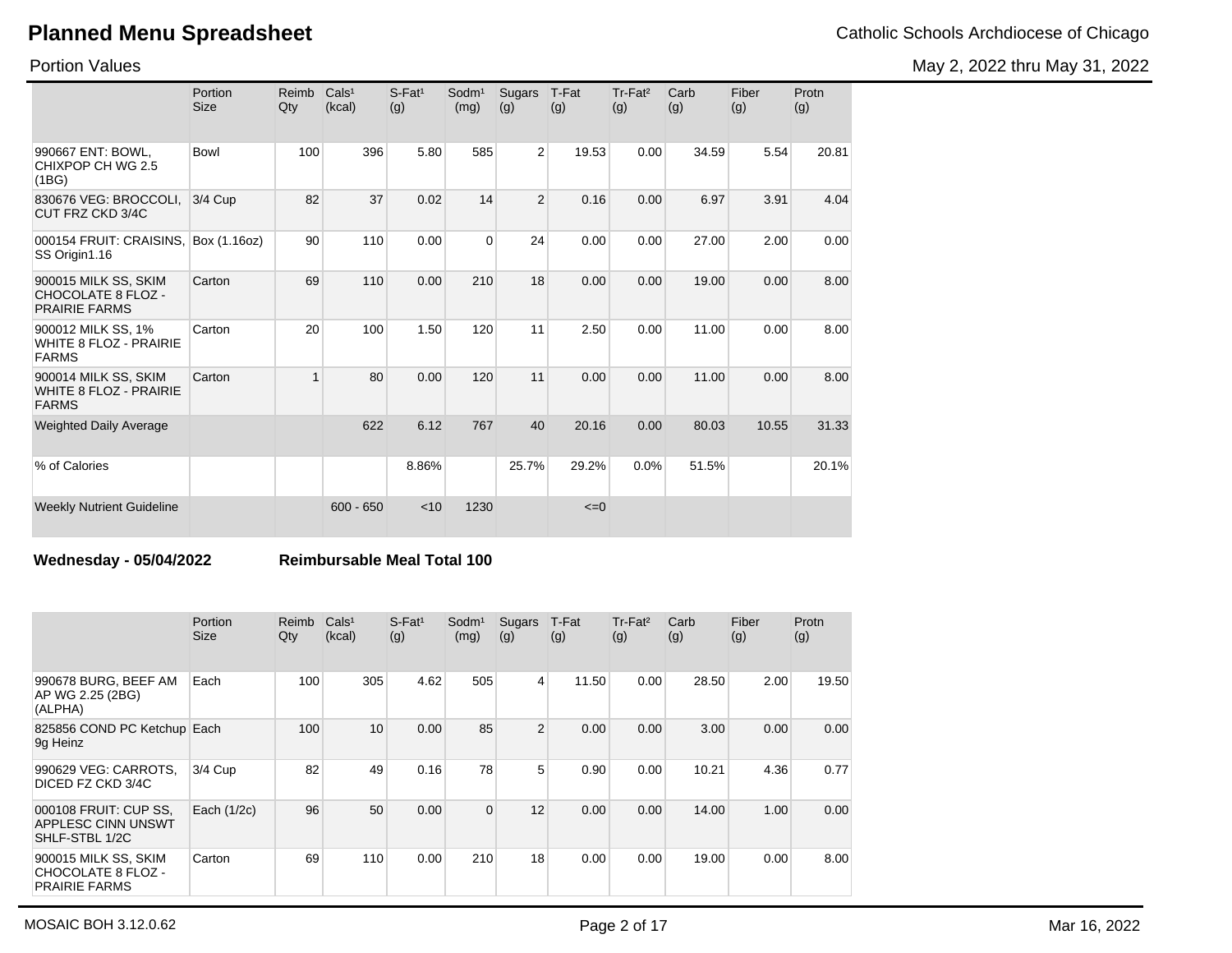# Planned Menu Spreadsheet

Catholic Schools Archdiocese of Chicago

Portion Values

May 2, 2022 thru May 31, 2022

| | Portion Size | Reimb Qty | Cals[1] (kcal) | S-Fat[1] (g) | Sodm[1] (mg) | Sugars (g) | T-Fat (g) | Tr-Fat[2] (g) | Carb (g) | Fiber (g) | Protn (g) |
|---|---|---|---|---|---|---|---|---|---|---|---|
| 990667 ENT: BOWL, CHIXPOP CH WG 2.5 (1BG) | Bowl | 100 | 396 | 5.80 | 585 | 2 | 19.53 | 0.00 | 34.59 | 5.54 | 20.81 |
| 830676 VEG: BROCCOLI, CUT FRZ CKD 3/4C | 3/4 Cup | 82 | 37 | 0.02 | 14 | 2 | 0.16 | 0.00 | 6.97 | 3.91 | 4.04 |
| 000154 FRUIT: CRAISINS, SS Origin1.16 | Box (1.16oz) | 90 | 110 | 0.00 | 0 | 24 | 0.00 | 0.00 | 27.00 | 2.00 | 0.00 |
| 900015 MILK SS, SKIM CHOCOLATE 8 FLOZ - PRAIRIE FARMS | Carton | 69 | 110 | 0.00 | 210 | 18 | 0.00 | 0.00 | 19.00 | 0.00 | 8.00 |
| 900012 MILK SS, 1% WHITE 8 FLOZ - PRAIRIE FARMS | Carton | 20 | 100 | 1.50 | 120 | 11 | 2.50 | 0.00 | 11.00 | 0.00 | 8.00 |
| 900014 MILK SS, SKIM WHITE 8 FLOZ - PRAIRIE FARMS | Carton | 1 | 80 | 0.00 | 120 | 11 | 0.00 | 0.00 | 11.00 | 0.00 | 8.00 |
| Weighted Daily Average | | | 622 | 6.12 | 767 | 40 | 20.16 | 0.00 | 80.03 | 10.55 | 31.33 |
| % of Calories | | | | 8.86% | | 25.7% | 29.2% | 0.0% | 51.5% | | 20.1% |
| Weekly Nutrient Guideline | | | 600 - 650 | <10 | 1230 | | <=0 | | | | |

**Wednesday - 05/04/2022** **Reimbursable Meal Total 100**

| | Portion Size | Reimb Qty | Cals[1] (kcal) | S-Fat[1] (g) | Sodm[1] (mg) | Sugars (g) | T-Fat (g) | Tr-Fat[2] (g) | Carb (g) | Fiber (g) | Protn (g) |
|---|---|---|---|---|---|---|---|---|---|---|---|
| 990678 BURG, BEEF AM AP WG 2.25 (2BG) (ALPHA) | Each | 100 | 305 | 4.62 | 505 | 4 | 11.50 | 0.00 | 28.50 | 2.00 | 19.50 |
| 825856 COND PC Ketchup 9g Heinz | Each | 100 | 10 | 0.00 | 85 | 2 | 0.00 | 0.00 | 3.00 | 0.00 | 0.00 |
| 990629 VEG: CARROTS, DICED FZ CKD 3/4C | 3/4 Cup | 82 | 49 | 0.16 | 78 | 5 | 0.90 | 0.00 | 10.21 | 4.36 | 0.77 |
| 000108 FRUIT: CUP SS, APPLESC CINN UNSWT SHLF-STBL 1/2C | Each (1/2c) | 96 | 50 | 0.00 | 0 | 12 | 0.00 | 0.00 | 14.00 | 1.00 | 0.00 |
| 900015 MILK SS, SKIM CHOCOLATE 8 FLOZ - PRAIRIE FARMS | Carton | 69 | 110 | 0.00 | 210 | 18 | 0.00 | 0.00 | 19.00 | 0.00 | 8.00 |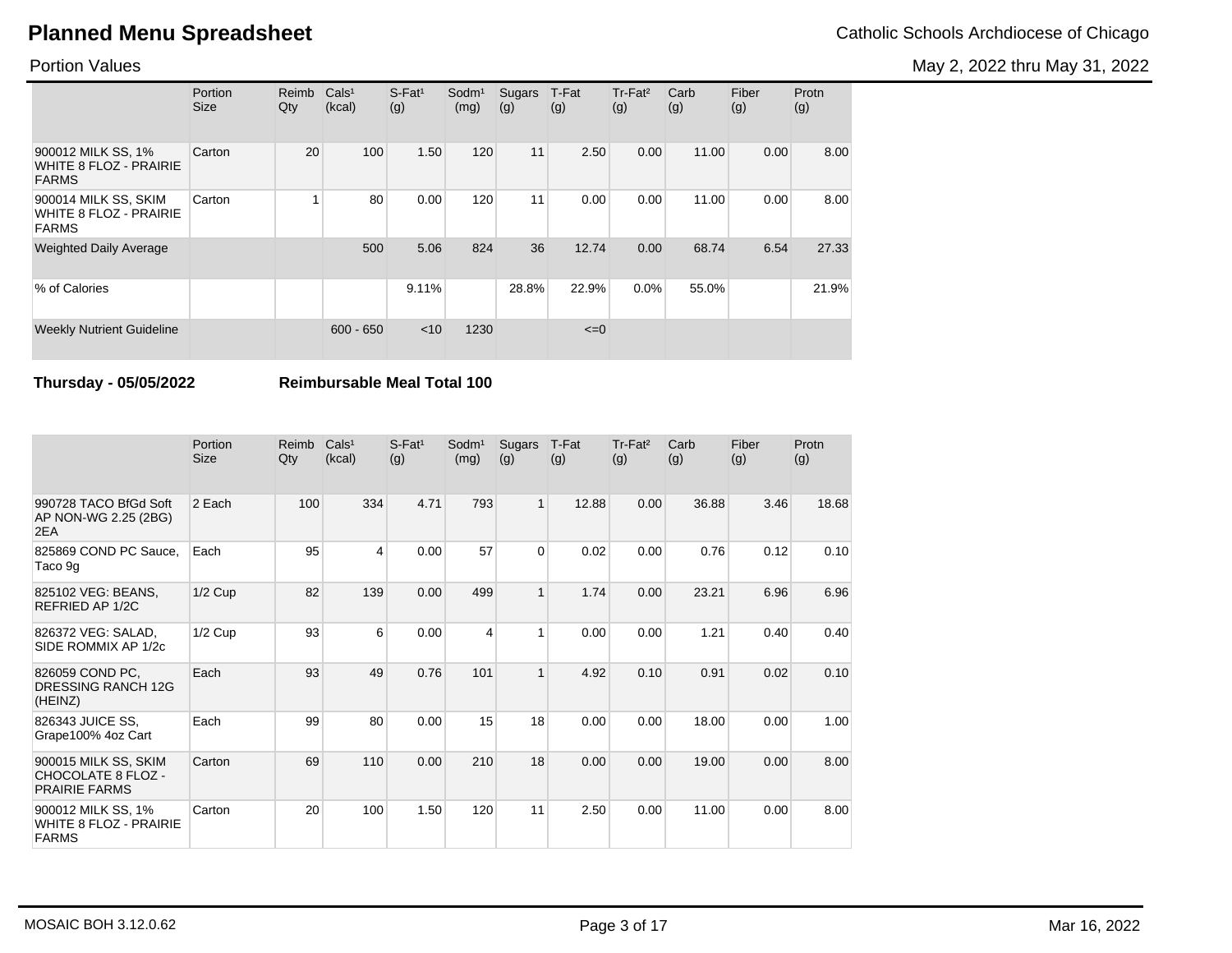|  | Portion Size | Reimb Qty | Cals[1] (kcal) | S-Fat[1] (g) | Sodm[1] (mg) | Sugars (g) | T-Fat (g) | Tr-Fat[2] (g) | Carb (g) | Fiber (g) | Protn (g) |
|---|---|---|---|---|---|---|---|---|---|---|---|
| 900012 MILK SS, 1% WHITE 8 FLOZ - PRAIRIE FARMS | Carton | 20 | 100 | 1.50 | 120 | 11 | 2.50 | 0.00 | 11.00 | 0.00 | 8.00 |
| 900014 MILK SS, SKIM WHITE 8 FLOZ - PRAIRIE FARMS | Carton | 1 | 80 | 0.00 | 120 | 11 | 0.00 | 0.00 | 11.00 | 0.00 | 8.00 |
| Weighted Daily Average |  |  | 500 | 5.06 | 824 | 36 | 12.74 | 0.00 | 68.74 | 6.54 | 27.33 |
| % of Calories |  |  |  | 9.11% |  | 28.8% | 22.9% | 0.0% | 55.0% |  | 21.9% |
| Weekly Nutrient Guideline |  |  | 600 - 650 | <10 | 1230 |  | <=0 |  |  |  |  |

**Thursday - 05/05/2022** **Reimbursable Meal Total 100**

|  | Portion Size | Reimb Qty | Cals[1] (kcal) | S-Fat[1] (g) | Sodm[1] (mg) | Sugars (g) | T-Fat (g) | Tr-Fat[2] (g) | Carb (g) | Fiber (g) | Protn (g) |
|---|---|---|---|---|---|---|---|---|---|---|---|
| 990728 TACO BfGd Soft AP NON-WG 2.25 (2BG) 2EA | 2 Each | 100 | 334 | 4.71 | 793 | 1 | 12.88 | 0.00 | 36.88 | 3.46 | 18.68 |
| 825869 COND PC Sauce, Taco 9g | Each | 95 | 4 | 0.00 | 57 | 0 | 0.02 | 0.00 | 0.76 | 0.12 | 0.10 |
| 825102 VEG: BEANS, REFRIED AP 1/2C | 1/2 Cup | 82 | 139 | 0.00 | 499 | 1 | 1.74 | 0.00 | 23.21 | 6.96 | 6.96 |
| 826372 VEG: SALAD, SIDE ROMMIX AP 1/2c | 1/2 Cup | 93 | 6 | 0.00 | 4 | 1 | 0.00 | 0.00 | 1.21 | 0.40 | 0.40 |
| 826059 COND PC, DRESSING RANCH 12G (HEINZ) | Each | 93 | 49 | 0.76 | 101 | 1 | 4.92 | 0.10 | 0.91 | 0.02 | 0.10 |
| 826343 JUICE SS, Grape100% 4oz Cart | Each | 99 | 80 | 0.00 | 15 | 18 | 0.00 | 0.00 | 18.00 | 0.00 | 1.00 |
| 900015 MILK SS, SKIM CHOCOLATE 8 FLOZ - PRAIRIE FARMS | Carton | 69 | 110 | 0.00 | 210 | 18 | 0.00 | 0.00 | 19.00 | 0.00 | 8.00 |
| 900012 MILK SS, 1% WHITE 8 FLOZ - PRAIRIE FARMS | Carton | 20 | 100 | 1.50 | 120 | 11 | 2.50 | 0.00 | 11.00 | 0.00 | 8.00 |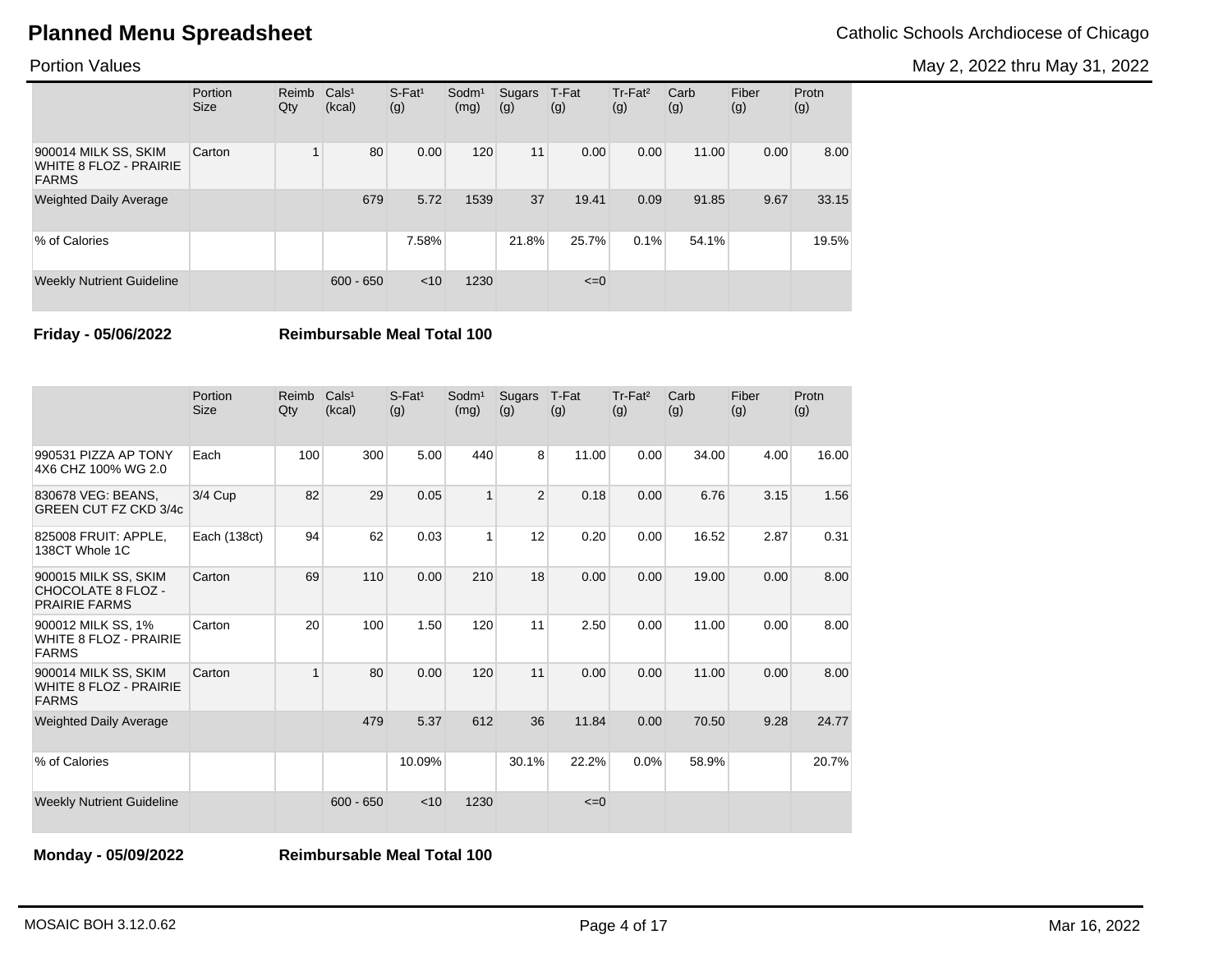# Planned Menu Spreadsheet

Catholic Schools Archdiocese of Chicago

Portion Values

May 2, 2022 thru May 31, 2022

| | Portion Size | Reimb Qty | Cals¹ (kcal) | S-Fat¹ (g) | Sodm¹ (mg) | Sugars (g) | T-Fat (g) | Tr-Fat² (g) | Carb (g) | Fiber (g) | Protn (g) |
|---|---|---|---|---|---|---|---|---|---|---|---|
| 900014 MILK SS, SKIM WHITE 8 FLOZ - PRAIRIE FARMS | Carton | 1 | 80 | 0.00 | 120 | 11 | 0.00 | 0.00 | 11.00 | 0.00 | 8.00 |
| Weighted Daily Average | | | 679 | 5.72 | 1539 | 37 | 19.41 | 0.09 | 91.85 | 9.67 | 33.15 |
| % of Calories | | | | 7.58% | | 21.8% | 25.7% | 0.1% | 54.1% | | 19.5% |
| Weekly Nutrient Guideline | | | 600 - 650 | <10 | 1230 | | <=0 | | | | |

**Friday - 05/06/2022** **Reimbursable Meal Total 100**

| | Portion Size | Reimb Qty | Cals¹ (kcal) | S-Fat¹ (g) | Sodm¹ (mg) | Sugars (g) | T-Fat (g) | Tr-Fat² (g) | Carb (g) | Fiber (g) | Protn (g) |
|---|---|---|---|---|---|---|---|---|---|---|---|
| 990531 PIZZA AP TONY 4X6 CHZ 100% WG 2.0 | Each | 100 | 300 | 5.00 | 440 | 8 | 11.00 | 0.00 | 34.00 | 4.00 | 16.00 |
| 830678 VEG: BEANS, GREEN CUT FZ CKD 3/4c | 3/4 Cup | 82 | 29 | 0.05 | 1 | 2 | 0.18 | 0.00 | 6.76 | 3.15 | 1.56 |
| 825008 FRUIT: APPLE, 138CT Whole 1C | Each (138ct) | 94 | 62 | 0.03 | 1 | 12 | 0.20 | 0.00 | 16.52 | 2.87 | 0.31 |
| 900015 MILK SS, SKIM CHOCOLATE 8 FLOZ - PRAIRIE FARMS | Carton | 69 | 110 | 0.00 | 210 | 18 | 0.00 | 0.00 | 19.00 | 0.00 | 8.00 |
| 900012 MILK SS, 1% WHITE 8 FLOZ - PRAIRIE FARMS | Carton | 20 | 100 | 1.50 | 120 | 11 | 2.50 | 0.00 | 11.00 | 0.00 | 8.00 |
| 900014 MILK SS, SKIM WHITE 8 FLOZ - PRAIRIE FARMS | Carton | 1 | 80 | 0.00 | 120 | 11 | 0.00 | 0.00 | 11.00 | 0.00 | 8.00 |
| Weighted Daily Average | | | 479 | 5.37 | 612 | 36 | 11.84 | 0.00 | 70.50 | 9.28 | 24.77 |
| % of Calories | | | | 10.09% | | 30.1% | 22.2% | 0.0% | 58.9% | | 20.7% |
| Weekly Nutrient Guideline | | | 600 - 650 | <10 | 1230 | | <=0 | | | | |

**Monday - 05/09/2022** **Reimbursable Meal Total 100**

MOSAIC BOH 3.12.0.62

Mar 16, 2022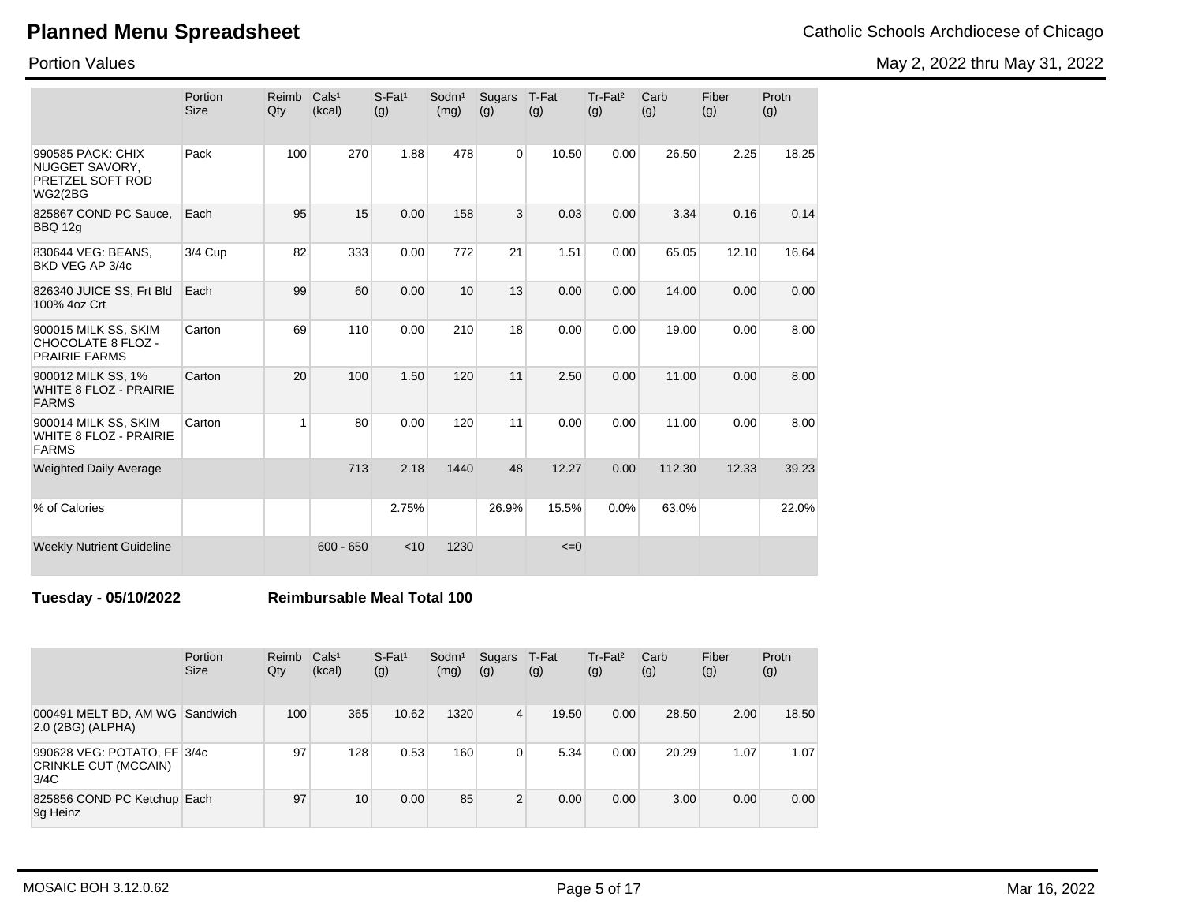# Planned Menu Spreadsheet

Catholic Schools Archdiocese of Chicago

Portion Values

May 2, 2022 thru May 31, 2022

| | Portion Size | Reimb Qty | Cals[1] (kcal) | S-Fat[1] (g) | Sodm[1] (mg) | Sugars (g) | T-Fat (g) | Tr-Fat[2] (g) | Carb (g) | Fiber (g) | Protn (g) |
|---|---|---|---|---|---|---|---|---|---|---|---|
| 990585 PACK: CHIX NUGGET SAVORY, PRETZEL SOFT ROD WG2(2BG | Pack | 100 | 270 | 1.88 | 478 | 0 | 10.50 | 0.00 | 26.50 | 2.25 | 18.25 |
| 825867 COND PC Sauce, BBQ 12g | Each | 95 | 15 | 0.00 | 158 | 3 | 0.03 | 0.00 | 3.34 | 0.16 | 0.14 |
| 830644 VEG: BEANS, BKD VEG AP 3/4c | 3/4 Cup | 82 | 333 | 0.00 | 772 | 21 | 1.51 | 0.00 | 65.05 | 12.10 | 16.64 |
| 826340 JUICE SS, Frt Bld 100% 4oz Crt | Each | 99 | 60 | 0.00 | 10 | 13 | 0.00 | 0.00 | 14.00 | 0.00 | 0.00 |
| 900015 MILK SS, SKIM CHOCOLATE 8 FLOZ - PRAIRIE FARMS | Carton | 69 | 110 | 0.00 | 210 | 18 | 0.00 | 0.00 | 19.00 | 0.00 | 8.00 |
| 900012 MILK SS, 1% WHITE 8 FLOZ - PRAIRIE FARMS | Carton | 20 | 100 | 1.50 | 120 | 11 | 2.50 | 0.00 | 11.00 | 0.00 | 8.00 |
| 900014 MILK SS, SKIM WHITE 8 FLOZ - PRAIRIE FARMS | Carton | 1 | 80 | 0.00 | 120 | 11 | 0.00 | 0.00 | 11.00 | 0.00 | 8.00 |
| Weighted Daily Average | | | 713 | 2.18 | 1440 | 48 | 12.27 | 0.00 | 112.30 | 12.33 | 39.23 |
| % of Calories | | | | 2.75% | | 26.9% | 15.5% | 0.0% | 63.0% | | 22.0% |
| Weekly Nutrient Guideline | | | 600 - 650 | <10 | 1230 | | <=0 | | | | |

**Tuesday - 05/10/2022** **Reimbursable Meal Total 100**

| | Portion Size | Reimb Qty | Cals[1] (kcal) | S-Fat[1] (g) | Sodm[1] (mg) | Sugars (g) | T-Fat (g) | Tr-Fat[2] (g) | Carb (g) | Fiber (g) | Protn (g) |
|---|---|---|---|---|---|---|---|---|---|---|---|
| 000491 MELT BD, AM WG 2.0 (2BG) (ALPHA) | Sandwich | 100 | 365 | 10.62 | 1320 | 4 | 19.50 | 0.00 | 28.50 | 2.00 | 18.50 |
| 990628 VEG: POTATO, FF CRINKLE CUT (MCCAIN) 3/4C | 3/4c | 97 | 128 | 0.53 | 160 | 0 | 5.34 | 0.00 | 20.29 | 1.07 | 1.07 |
| 825856 COND PC Ketchup 9g Heinz | Each | 97 | 10 | 0.00 | 85 | 2 | 0.00 | 0.00 | 3.00 | 0.00 | 0.00 |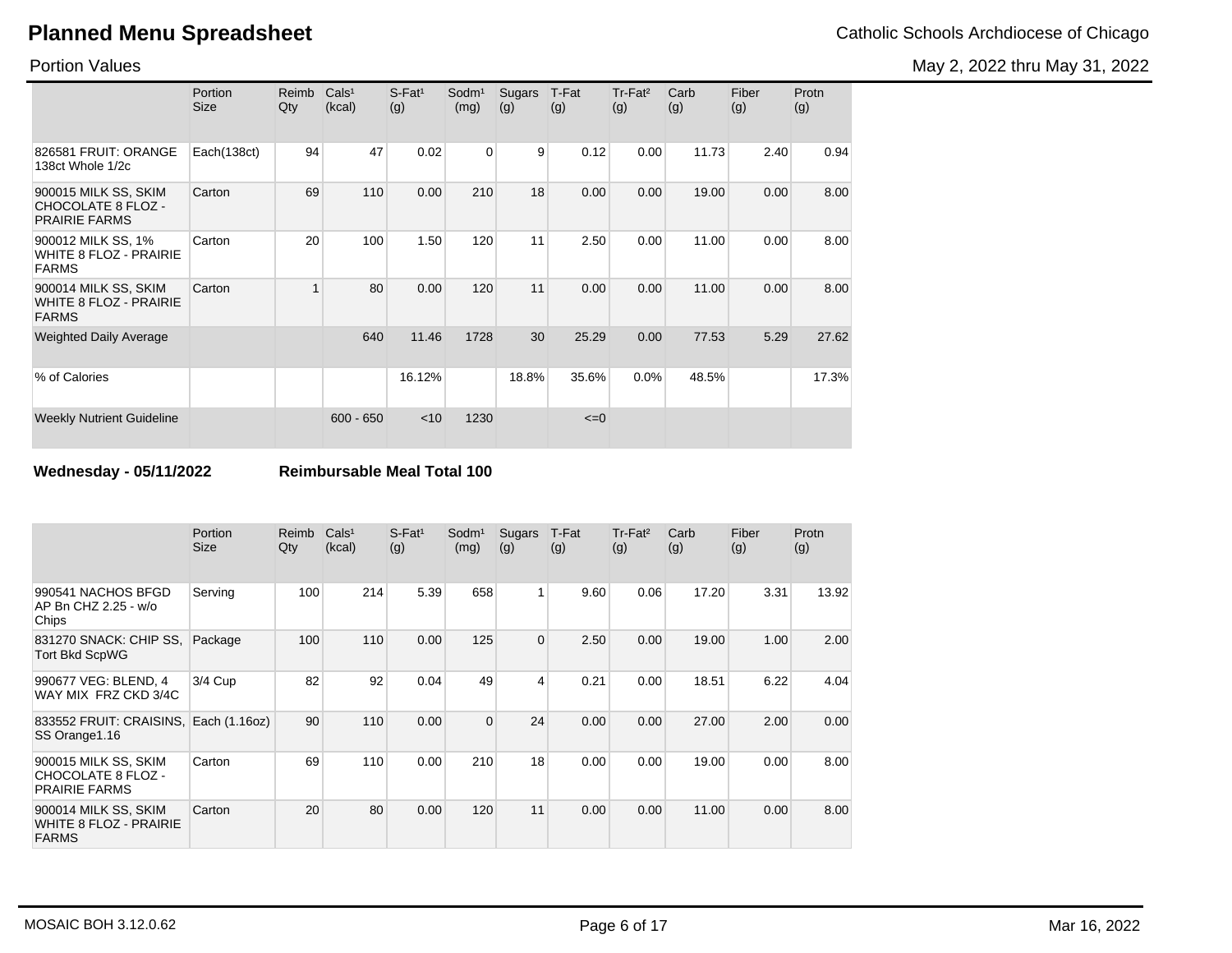# Planned Menu Spreadsheet

Catholic Schools Archdiocese of Chicago

Portion Values

May 2, 2022 thru May 31, 2022

| | Portion Size | Reimb Qty | Cals[1] (kcal) | S-Fat[1] (g) | Sodm[1] (mg) | Sugars (g) | T-Fat (g) | Tr-Fat[2] (g) | Carb (g) | Fiber (g) | Protn (g) |
|---|---|---|---|---|---|---|---|---|---|---|---|
| 826581 FRUIT: ORANGE 138ct Whole 1/2c | Each(138ct) | 94 | 47 | 0.02 | 0 | 9 | 0.12 | 0.00 | 11.73 | 2.40 | 0.94 |
| 900015 MILK SS, SKIM CHOCOLATE 8 FLOZ - PRAIRIE FARMS | Carton | 69 | 110 | 0.00 | 210 | 18 | 0.00 | 0.00 | 19.00 | 0.00 | 8.00 |
| 900012 MILK SS, 1% WHITE 8 FLOZ - PRAIRIE FARMS | Carton | 20 | 100 | 1.50 | 120 | 11 | 2.50 | 0.00 | 11.00 | 0.00 | 8.00 |
| 900014 MILK SS, SKIM WHITE 8 FLOZ - PRAIRIE FARMS | Carton | 1 | 80 | 0.00 | 120 | 11 | 0.00 | 0.00 | 11.00 | 0.00 | 8.00 |
| Weighted Daily Average | | | 640 | 11.46 | 1728 | 30 | 25.29 | 0.00 | 77.53 | 5.29 | 27.62 |
| % of Calories | | | | 16.12% | | 18.8% | 35.6% | 0.0% | 48.5% | | 17.3% |
| Weekly Nutrient Guideline | | | 600 - 650 | <10 | 1230 | | <=0 | | | | |

**Wednesday - 05/11/2022** **Reimbursable Meal Total 100**

| | Portion Size | Reimb Qty | Cals[1] (kcal) | S-Fat[1] (g) | Sodm[1] (mg) | Sugars (g) | T-Fat (g) | Tr-Fat[2] (g) | Carb (g) | Fiber (g) | Protn (g) |
|---|---|---|---|---|---|---|---|---|---|---|---|
| 990541 NACHOS BFGD AP Bn CHZ 2.25 - w/o Chips | Serving | 100 | 214 | 5.39 | 658 | 1 | 9.60 | 0.06 | 17.20 | 3.31 | 13.92 |
| 831270 SNACK: CHIP SS, Tort Bkd ScpWG | Package | 100 | 110 | 0.00 | 125 | 0 | 2.50 | 0.00 | 19.00 | 1.00 | 2.00 |
| 990677 VEG: BLEND, 4 WAY MIX FRZ CKD 3/4C | 3/4 Cup | 82 | 92 | 0.04 | 49 | 4 | 0.21 | 0.00 | 18.51 | 6.22 | 4.04 |
| 833552 FRUIT: CRAISINS, SS Orange1.16 | Each (1.16oz) | 90 | 110 | 0.00 | 0 | 24 | 0.00 | 0.00 | 27.00 | 2.00 | 0.00 |
| 900015 MILK SS, SKIM CHOCOLATE 8 FLOZ - PRAIRIE FARMS | Carton | 69 | 110 | 0.00 | 210 | 18 | 0.00 | 0.00 | 19.00 | 0.00 | 8.00 |
| 900014 MILK SS, SKIM WHITE 8 FLOZ - PRAIRIE FARMS | Carton | 20 | 80 | 0.00 | 120 | 11 | 0.00 | 0.00 | 11.00 | 0.00 | 8.00 |

MOSAIC BOH 3.12.0.62

Mar 16, 2022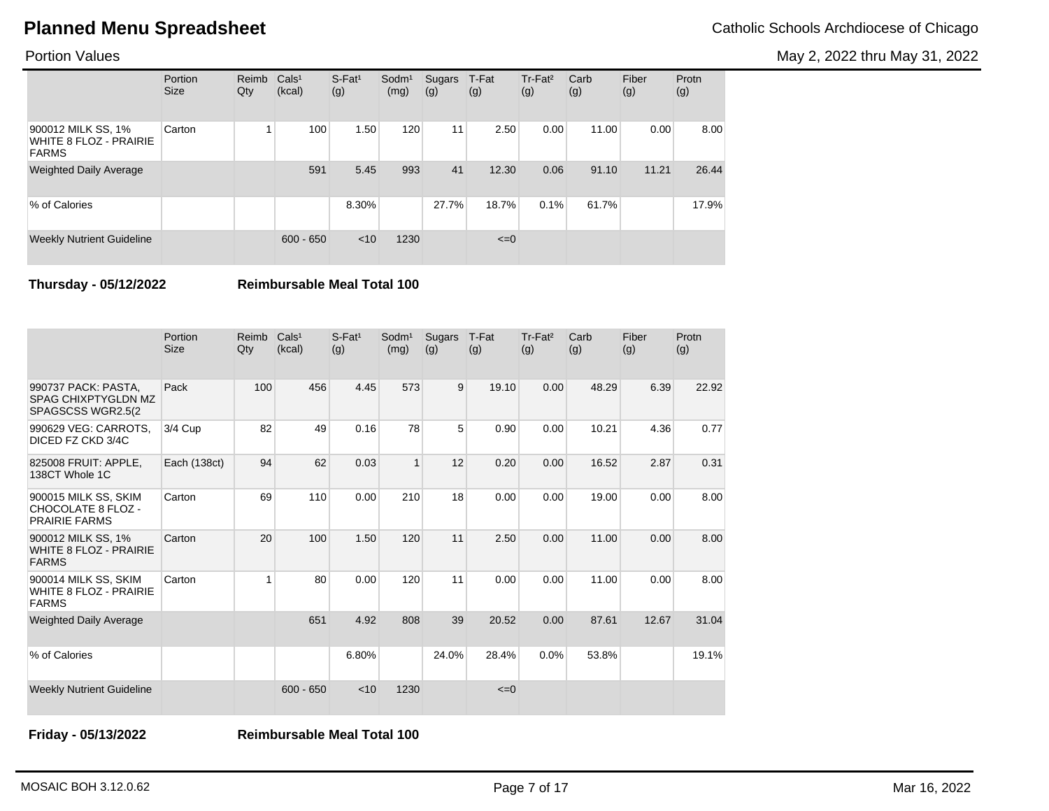# Planned Menu Spreadsheet

Catholic Schools Archdiocese of Chicago

Portion Values

May 2, 2022 thru May 31, 2022

| | Portion Size | Reimb Qty | Cals[1] (kcal) | S-Fat[1] (g) | Sodm[1] (mg) | Sugars (g) | T-Fat (g) | Tr-Fat[2] (g) | Carb (g) | Fiber (g) | Protn (g) |
|---|---|---|---|---|---|---|---|---|---|---|---|
| 900012 MILK SS, 1% WHITE 8 FLOZ - PRAIRIE FARMS | Carton | 1 | 100 | 1.50 | 120 | 11 | 2.50 | 0.00 | 11.00 | 0.00 | 8.00 |
| Weighted Daily Average | | | 591 | 5.45 | 993 | 41 | 12.30 | 0.06 | 91.10 | 11.21 | 26.44 |
| % of Calories | | | | 8.30% | | 27.7% | 18.7% | 0.1% | 61.7% | | 17.9% |
| Weekly Nutrient Guideline | | | 600 - 650 | <10 | 1230 | | <=0 | | | | |

**Thursday - 05/12/2022** **Reimbursable Meal Total 100**

| | Portion Size | Reimb Qty | Cals[1] (kcal) | S-Fat[1] (g) | Sodm[1] (mg) | Sugars (g) | T-Fat (g) | Tr-Fat[2] (g) | Carb (g) | Fiber (g) | Protn (g) |
|---|---|---|---|---|---|---|---|---|---|---|---|
| 990737 PACK: PASTA, SPAG CHIXPTYGLDN MZ SPAGSCSS WGR2.5(2 | Pack | 100 | 456 | 4.45 | 573 | 9 | 19.10 | 0.00 | 48.29 | 6.39 | 22.92 |
| 990629 VEG: CARROTS, DICED FZ CKD 3/4C | 3/4 Cup | 82 | 49 | 0.16 | 78 | 5 | 0.90 | 0.00 | 10.21 | 4.36 | 0.77 |
| 825008 FRUIT: APPLE, 138CT Whole 1C | Each (138ct) | 94 | 62 | 0.03 | 1 | 12 | 0.20 | 0.00 | 16.52 | 2.87 | 0.31 |
| 900015 MILK SS, SKIM CHOCOLATE 8 FLOZ - PRAIRIE FARMS | Carton | 69 | 110 | 0.00 | 210 | 18 | 0.00 | 0.00 | 19.00 | 0.00 | 8.00 |
| 900012 MILK SS, 1% WHITE 8 FLOZ - PRAIRIE FARMS | Carton | 20 | 100 | 1.50 | 120 | 11 | 2.50 | 0.00 | 11.00 | 0.00 | 8.00 |
| 900014 MILK SS, SKIM WHITE 8 FLOZ - PRAIRIE FARMS | Carton | 1 | 80 | 0.00 | 120 | 11 | 0.00 | 0.00 | 11.00 | 0.00 | 8.00 |
| Weighted Daily Average | | | 651 | 4.92 | 808 | 39 | 20.52 | 0.00 | 87.61 | 12.67 | 31.04 |
| % of Calories | | | | 6.80% | | 24.0% | 28.4% | 0.0% | 53.8% | | 19.1% |
| Weekly Nutrient Guideline | | | 600 - 650 | <10 | 1230 | | <=0 | | | | |

**Friday - 05/13/2022** **Reimbursable Meal Total 100**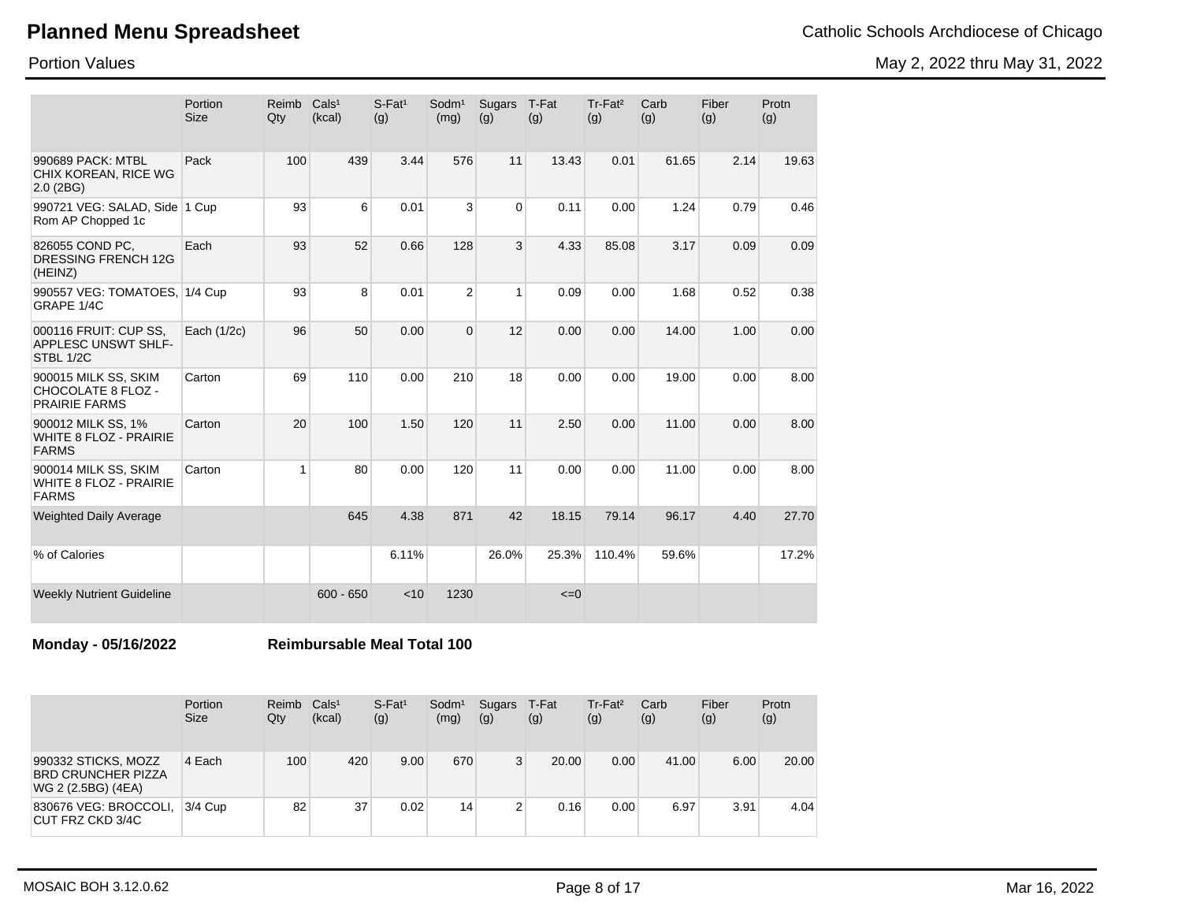# Planned Menu Spreadsheet

Catholic Schools Archdiocese of Chicago

Portion Values

May 2, 2022 thru May 31, 2022

| | Portion Size | Reimb Qty | Cals[1] (kcal) | S-Fat[1] (g) | Sodm[1] (mg) | Sugars (g) | T-Fat (g) | Tr-Fat[2] (g) | Carb (g) | Fiber (g) | Protn (g) |
|---|---|---|---|---|---|---|---|---|---|---|---|
| 990689 PACK: MTBL CHIX KOREAN, RICE WG 2.0 (2BG) | Pack | 100 | 439 | 3.44 | 576 | 11 | 13.43 | 0.01 | 61.65 | 2.14 | 19.63 |
| 990721 VEG: SALAD, Side Rom AP Chopped 1c | 1 Cup | 93 | 6 | 0.01 | 3 | 0 | 0.11 | 0.00 | 1.24 | 0.79 | 0.46 |
| 826055 COND PC, DRESSING FRENCH 12G (HEINZ) | Each | 93 | 52 | 0.66 | 128 | 3 | 4.33 | 85.08 | 3.17 | 0.09 | 0.09 |
| 990557 VEG: TOMATOES, GRAPE 1/4C | 1/4 Cup | 93 | 8 | 0.01 | 2 | 1 | 0.09 | 0.00 | 1.68 | 0.52 | 0.38 |
| 000116 FRUIT: CUP SS, APPLESC UNSWT SHLF-STBL 1/2C | Each (1/2c) | 96 | 50 | 0.00 | 0 | 12 | 0.00 | 0.00 | 14.00 | 1.00 | 0.00 |
| 900015 MILK SS, SKIM CHOCOLATE 8 FLOZ - PRAIRIE FARMS | Carton | 69 | 110 | 0.00 | 210 | 18 | 0.00 | 0.00 | 19.00 | 0.00 | 8.00 |
| 900012 MILK SS, 1% WHITE 8 FLOZ - PRAIRIE FARMS | Carton | 20 | 100 | 1.50 | 120 | 11 | 2.50 | 0.00 | 11.00 | 0.00 | 8.00 |
| 900014 MILK SS, SKIM WHITE 8 FLOZ - PRAIRIE FARMS | Carton | 1 | 80 | 0.00 | 120 | 11 | 0.00 | 0.00 | 11.00 | 0.00 | 8.00 |
| Weighted Daily Average | | | 645 | 4.38 | 871 | 42 | 18.15 | 79.14 | 96.17 | 4.40 | 27.70 |
| % of Calories | | | | 6.11% | | 26.0% | 25.3% | 110.4% | 59.6% | | 17.2% |
| Weekly Nutrient Guideline | | | 600 - 650 | <10 | 1230 | | <=0 | | | | |

**Monday - 05/16/2022** **Reimbursable Meal Total 100**

| | Portion Size | Reimb Qty | Cals[1] (kcal) | S-Fat[1] (g) | Sodm[1] (mg) | Sugars (g) | T-Fat (g) | Tr-Fat[2] (g) | Carb (g) | Fiber (g) | Protn (g) |
|---|---|---|---|---|---|---|---|---|---|---|---|
| 990332 STICKS, MOZZ BRD CRUNCHER PIZZA WG 2 (2.5BG) (4EA) | 4 Each | 100 | 420 | 9.00 | 670 | 3 | 20.00 | 0.00 | 41.00 | 6.00 | 20.00 |
| 830676 VEG: BROCCOLI, CUT FRZ CKD 3/4C | 3/4 Cup | 82 | 37 | 0.02 | 14 | 2 | 0.16 | 0.00 | 6.97 | 3.91 | 4.04 |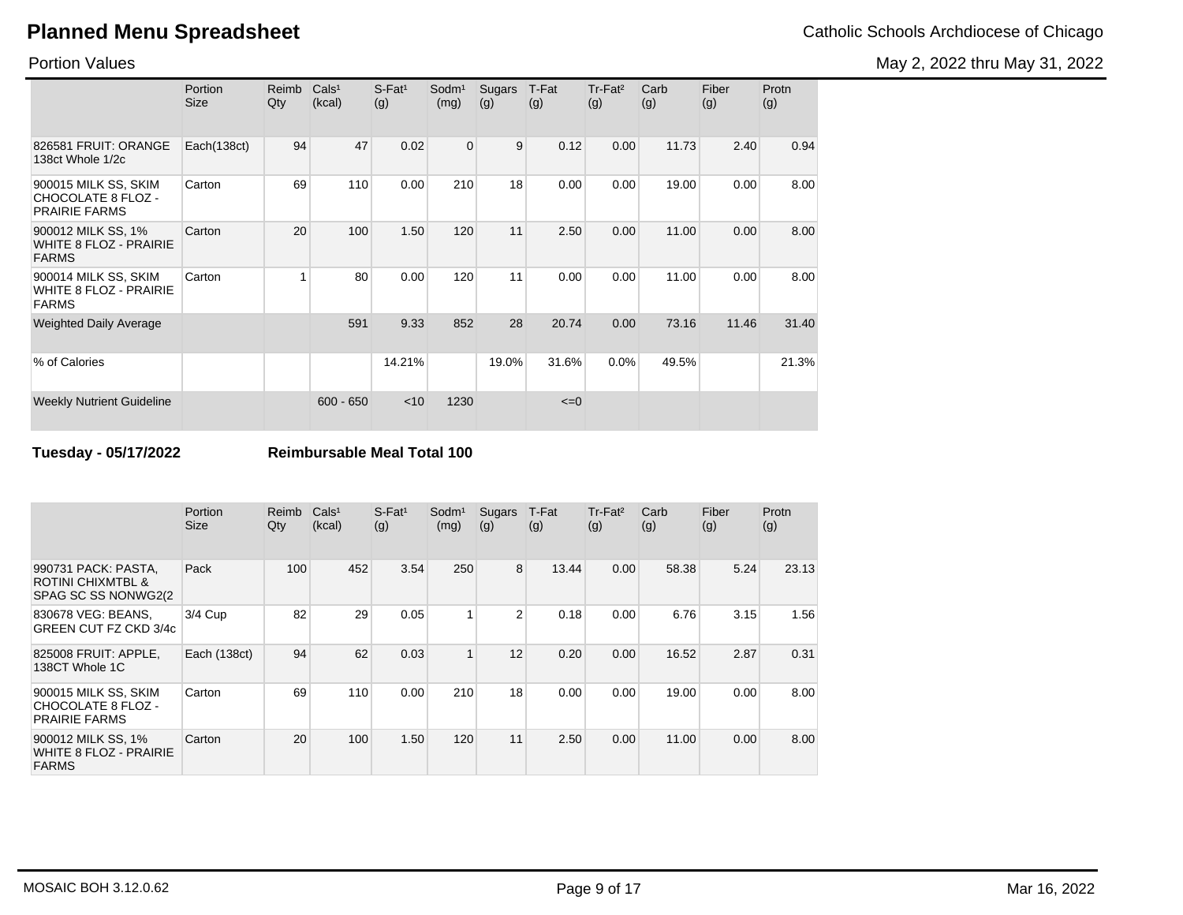# Planned Menu Spreadsheet

Catholic Schools Archdiocese of Chicago

Portion Values

May 2, 2022 thru May 31, 2022

| | Portion Size | Reimb Qty | Cals¹ (kcal) | S-Fat¹ (g) | Sodm¹ (mg) | Sugars (g) | T-Fat (g) | Tr-Fat² (g) | Carb (g) | Fiber (g) | Protn (g) |
|---|---|---|---|---|---|---|---|---|---|---|---|
| 826581 FRUIT: ORANGE 138ct Whole 1/2c | Each(138ct) | 94 | 47 | 0.02 | 0 | 9 | 0.12 | 0.00 | 11.73 | 2.40 | 0.94 |
| 900015 MILK SS, SKIM CHOCOLATE 8 FLOZ - PRAIRIE FARMS | Carton | 69 | 110 | 0.00 | 210 | 18 | 0.00 | 0.00 | 19.00 | 0.00 | 8.00 |
| 900012 MILK SS, 1% WHITE 8 FLOZ - PRAIRIE FARMS | Carton | 20 | 100 | 1.50 | 120 | 11 | 2.50 | 0.00 | 11.00 | 0.00 | 8.00 |
| 900014 MILK SS, SKIM WHITE 8 FLOZ - PRAIRIE FARMS | Carton | 1 | 80 | 0.00 | 120 | 11 | 0.00 | 0.00 | 11.00 | 0.00 | 8.00 |
| Weighted Daily Average | | | 591 | 9.33 | 852 | 28 | 20.74 | 0.00 | 73.16 | 11.46 | 31.40 |
| % of Calories | | | | 14.21% | | 19.0% | 31.6% | 0.0% | 49.5% | | 21.3% |
| Weekly Nutrient Guideline | | | 600 - 650 | <10 | 1230 | | <=0 | | | | |

**Tuesday - 05/17/2022** **Reimbursable Meal Total 100**

| | Portion Size | Reimb Qty | Cals¹ (kcal) | S-Fat¹ (g) | Sodm¹ (mg) | Sugars (g) | T-Fat (g) | Tr-Fat² (g) | Carb (g) | Fiber (g) | Protn (g) |
|---|---|---|---|---|---|---|---|---|---|---|---|
| 990731 PACK: PASTA, ROTINI CHIXMTBL & SPAG SC SS NONWG2(2 | Pack | 100 | 452 | 3.54 | 250 | 8 | 13.44 | 0.00 | 58.38 | 5.24 | 23.13 |
| 830678 VEG: BEANS, GREEN CUT FZ CKD 3/4c | 3/4 Cup | 82 | 29 | 0.05 | 1 | 2 | 0.18 | 0.00 | 6.76 | 3.15 | 1.56 |
| 825008 FRUIT: APPLE, 138CT Whole 1C | Each (138ct) | 94 | 62 | 0.03 | 1 | 12 | 0.20 | 0.00 | 16.52 | 2.87 | 0.31 |
| 900015 MILK SS, SKIM CHOCOLATE 8 FLOZ - PRAIRIE FARMS | Carton | 69 | 110 | 0.00 | 210 | 18 | 0.00 | 0.00 | 19.00 | 0.00 | 8.00 |
| 900012 MILK SS, 1% WHITE 8 FLOZ - PRAIRIE FARMS | Carton | 20 | 100 | 1.50 | 120 | 11 | 2.50 | 0.00 | 11.00 | 0.00 | 8.00 |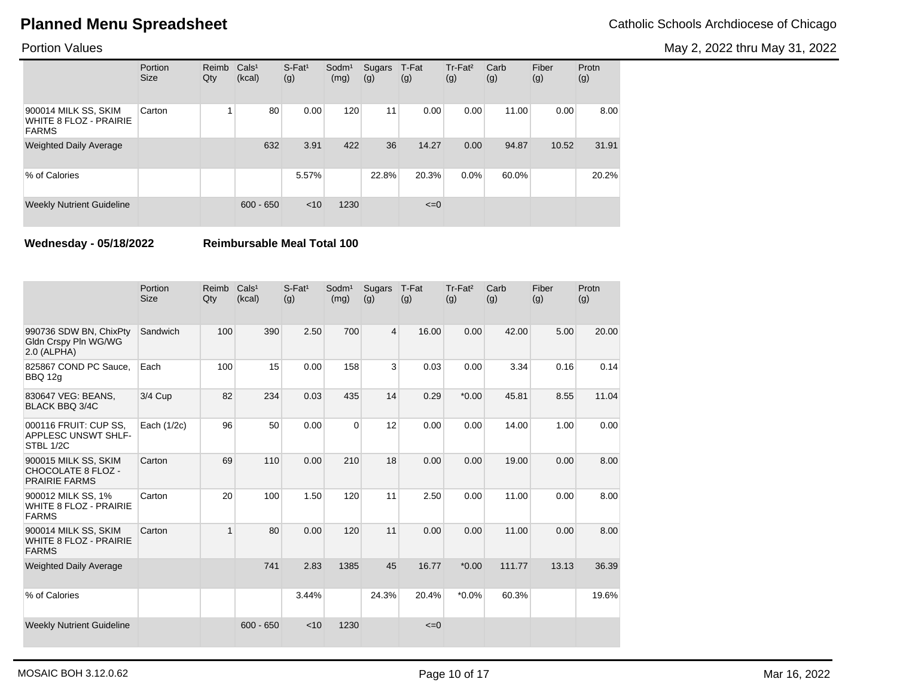# Planned Menu Spreadsheet

Catholic Schools Archdiocese of Chicago

Portion Values

May 2, 2022 thru May 31, 2022

| | Portion Size | Reimb Qty | Cals[1] (kcal) | S-Fat[1] (g) | Sodm[1] (mg) | Sugars (g) | T-Fat (g) | Tr-Fat[2] (g) | Carb (g) | Fiber (g) | Protn (g) |
|---|---|---|---|---|---|---|---|---|---|---|---|
| 900014 MILK SS, SKIM WHITE 8 FLOZ - PRAIRIE FARMS | Carton | 1 | 80 | 0.00 | 120 | 11 | 0.00 | 0.00 | 11.00 | 0.00 | 8.00 |
| Weighted Daily Average | | | 632 | 3.91 | 422 | 36 | 14.27 | 0.00 | 94.87 | 10.52 | 31.91 |
| % of Calories | | | | 5.57% | | 22.8% | 20.3% | 0.0% | 60.0% | | 20.2% |
| Weekly Nutrient Guideline | | | 600 - 650 | <10 | 1230 | | <=0 | | | | |

**Wednesday - 05/18/2022** **Reimbursable Meal Total 100**

| | Portion Size | Reimb Qty | Cals[1] (kcal) | S-Fat[1] (g) | Sodm[1] (mg) | Sugars (g) | T-Fat (g) | Tr-Fat[2] (g) | Carb (g) | Fiber (g) | Protn (g) |
|---|---|---|---|---|---|---|---|---|---|---|---|
| 990736 SDW BN, ChixPty Gldn Crspy Pln WG/WG 2.0 (ALPHA) | Sandwich | 100 | 390 | 2.50 | 700 | 4 | 16.00 | 0.00 | 42.00 | 5.00 | 20.00 |
| 825867 COND PC Sauce, BBQ 12g | Each | 100 | 15 | 0.00 | 158 | 3 | 0.03 | 0.00 | 3.34 | 0.16 | 0.14 |
| 830647 VEG: BEANS, BLACK BBQ 3/4C | 3/4 Cup | 82 | 234 | 0.03 | 435 | 14 | 0.29 | *0.00 | 45.81 | 8.55 | 11.04 |
| 000116 FRUIT: CUP SS, APPLESC UNSWT SHLF-STBL 1/2C | Each (1/2c) | 96 | 50 | 0.00 | 0 | 12 | 0.00 | 0.00 | 14.00 | 1.00 | 0.00 |
| 900015 MILK SS, SKIM CHOCOLATE 8 FLOZ - PRAIRIE FARMS | Carton | 69 | 110 | 0.00 | 210 | 18 | 0.00 | 0.00 | 19.00 | 0.00 | 8.00 |
| 900012 MILK SS, 1% WHITE 8 FLOZ - PRAIRIE FARMS | Carton | 20 | 100 | 1.50 | 120 | 11 | 2.50 | 0.00 | 11.00 | 0.00 | 8.00 |
| 900014 MILK SS, SKIM WHITE 8 FLOZ - PRAIRIE FARMS | Carton | 1 | 80 | 0.00 | 120 | 11 | 0.00 | 0.00 | 11.00 | 0.00 | 8.00 |
| Weighted Daily Average | | | 741 | 2.83 | 1385 | 45 | 16.77 | *0.00 | 111.77 | 13.13 | 36.39 |
| % of Calories | | | | 3.44% | | 24.3% | 20.4% | *0.0% | 60.3% | | 19.6% |
| Weekly Nutrient Guideline | | | 600 - 650 | <10 | 1230 | | <=0 | | | | |

MOSAIC BOH 3.12.0.62

Mar 16, 2022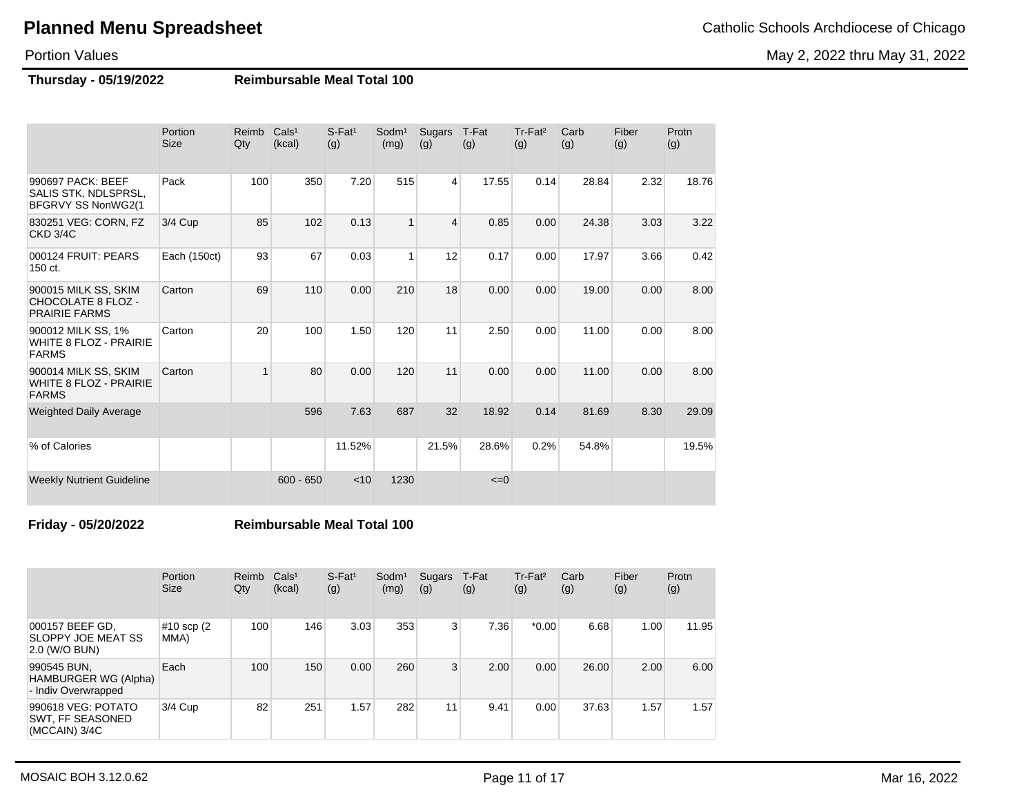# Planned Menu Spreadsheet

Catholic Schools Archdiocese of Chicago

Portion Values

May 2, 2022 thru May 31, 2022

**Thursday - 05/19/2022** **Reimbursable Meal Total 100**

| | Portion Size | Reimb Qty | Cals¹ (kcal) | S-Fat¹ (g) | Sodm¹ (mg) | Sugars (g) | T-Fat (g) | Tr-Fat² (g) | Carb (g) | Fiber (g) | Protn (g) |
|---|---|---|---|---|---|---|---|---|---|---|---|
| 990697 PACK: BEEF SALIS STK, NDLSPRSL, BFGRVY SS NonWG2(1 | Pack | 100 | 350 | 7.20 | 515 | 4 | 17.55 | 0.14 | 28.84 | 2.32 | 18.76 |
| 830251 VEG: CORN, FZ CKD 3/4C | 3/4 Cup | 85 | 102 | 0.13 | 1 | 4 | 0.85 | 0.00 | 24.38 | 3.03 | 3.22 |
| 000124 FRUIT: PEARS 150 ct. | Each (150ct) | 93 | 67 | 0.03 | 1 | 12 | 0.17 | 0.00 | 17.97 | 3.66 | 0.42 |
| 900015 MILK SS, SKIM CHOCOLATE 8 FLOZ - PRAIRIE FARMS | Carton | 69 | 110 | 0.00 | 210 | 18 | 0.00 | 0.00 | 19.00 | 0.00 | 8.00 |
| 900012 MILK SS, 1% WHITE 8 FLOZ - PRAIRIE FARMS | Carton | 20 | 100 | 1.50 | 120 | 11 | 2.50 | 0.00 | 11.00 | 0.00 | 8.00 |
| 900014 MILK SS, SKIM WHITE 8 FLOZ - PRAIRIE FARMS | Carton | 1 | 80 | 0.00 | 120 | 11 | 0.00 | 0.00 | 11.00 | 0.00 | 8.00 |
| Weighted Daily Average | | | 596 | 7.63 | 687 | 32 | 18.92 | 0.14 | 81.69 | 8.30 | 29.09 |
| % of Calories | | | | 11.52% | | 21.5% | 28.6% | 0.2% | 54.8% | | 19.5% |
| Weekly Nutrient Guideline | | | 600 - 650 | <10 | 1230 | | <=0 | | | | |

**Friday - 05/20/2022** **Reimbursable Meal Total 100**

| | Portion Size | Reimb Qty | Cals¹ (kcal) | S-Fat¹ (g) | Sodm¹ (mg) | Sugars (g) | T-Fat (g) | Tr-Fat² (g) | Carb (g) | Fiber (g) | Protn (g) |
|---|---|---|---|---|---|---|---|---|---|---|---|
| 000157 BEEF GD, SLOPPY JOE MEAT SS 2.0 (W/O BUN) | #10 scp (2 MMA) | 100 | 146 | 3.03 | 353 | 3 | 7.36 | *0.00 | 6.68 | 1.00 | 11.95 |
| 990545 BUN, HAMBURGER WG (Alpha) - Indiv Overwrapped | Each | 100 | 150 | 0.00 | 260 | 3 | 2.00 | 0.00 | 26.00 | 2.00 | 6.00 |
| 990618 VEG: POTATO SWT, FF SEASONED (MCCAIN) 3/4C | 3/4 Cup | 82 | 251 | 1.57 | 282 | 11 | 9.41 | 0.00 | 37.63 | 1.57 | 1.57 |

MOSAIC BOH 3.12.0.62

Mar 16, 2022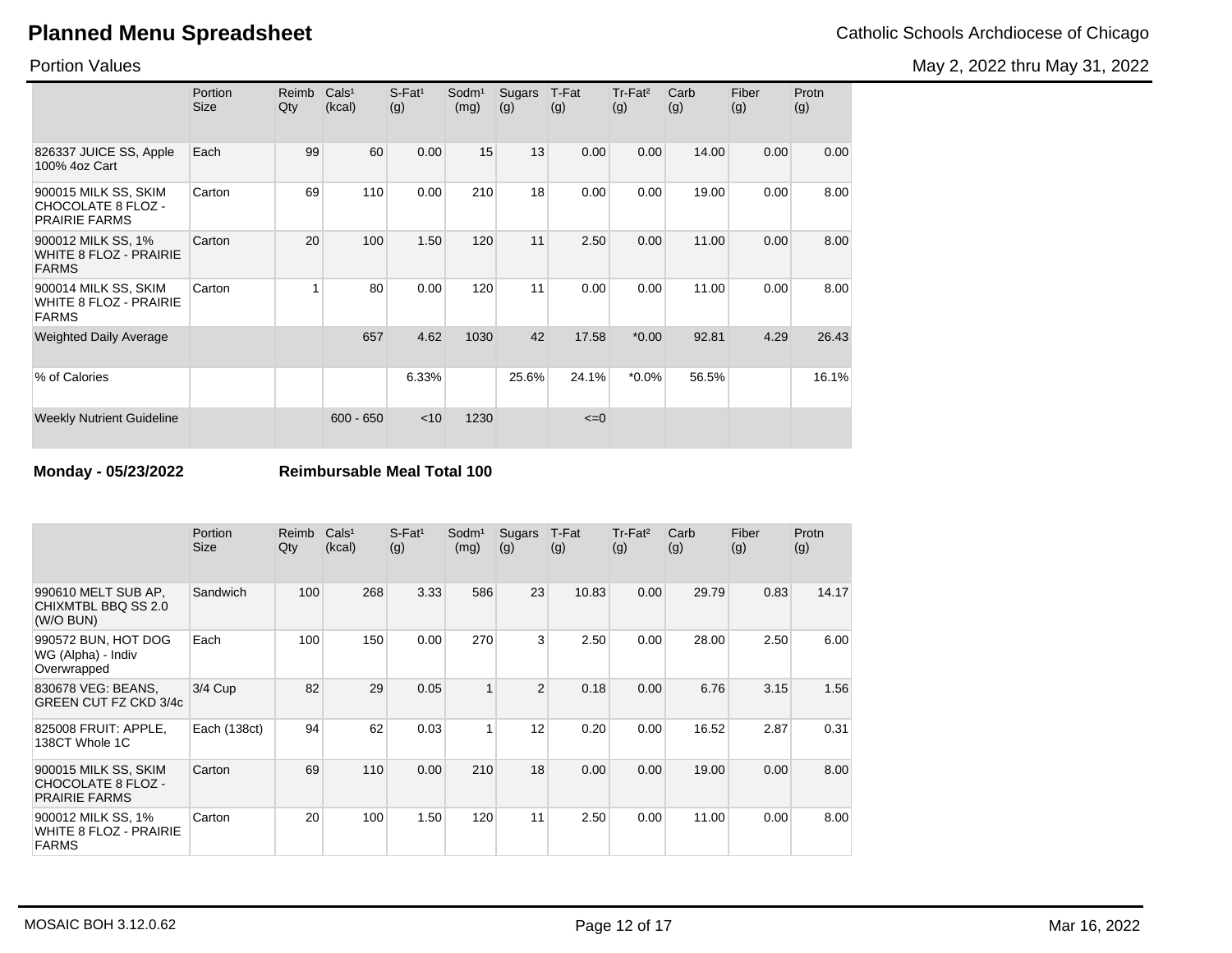# Planned Menu Spreadsheet

Catholic Schools Archdiocese of Chicago

Portion Values

May 2, 2022 thru May 31, 2022

| | Portion Size | Reimb Qty | Cals[1] (kcal) | S-Fat[1] (g) | Sodm[1] (mg) | Sugars (g) | T-Fat (g) | Tr-Fat[2] (g) | Carb (g) | Fiber (g) | Protn (g) |
|---|---|---|---|---|---|---|---|---|---|---|---|
| 826337 JUICE SS, Apple 100% 4oz Cart | Each | 99 | 60 | 0.00 | 15 | 13 | 0.00 | 0.00 | 14.00 | 0.00 | 0.00 |
| 900015 MILK SS, SKIM CHOCOLATE 8 FLOZ - PRAIRIE FARMS | Carton | 69 | 110 | 0.00 | 210 | 18 | 0.00 | 0.00 | 19.00 | 0.00 | 8.00 |
| 900012 MILK SS, 1% WHITE 8 FLOZ - PRAIRIE FARMS | Carton | 20 | 100 | 1.50 | 120 | 11 | 2.50 | 0.00 | 11.00 | 0.00 | 8.00 |
| 900014 MILK SS, SKIM WHITE 8 FLOZ - PRAIRIE FARMS | Carton | 1 | 80 | 0.00 | 120 | 11 | 0.00 | 0.00 | 11.00 | 0.00 | 8.00 |
| Weighted Daily Average | | | 657 | 4.62 | 1030 | 42 | 17.58 | *0.00 | 92.81 | 4.29 | 26.43 |
| % of Calories | | | | 6.33% | | 25.6% | 24.1% | *0.0% | 56.5% | | 16.1% |
| Weekly Nutrient Guideline | | | 600 - 650 | <10 | 1230 | | <=0 | | | | |

**Monday - 05/23/2022** **Reimbursable Meal Total 100**

| | Portion Size | Reimb Qty | Cals[1] (kcal) | S-Fat[1] (g) | Sodm[1] (mg) | Sugars (g) | T-Fat (g) | Tr-Fat[2] (g) | Carb (g) | Fiber (g) | Protn (g) |
|---|---|---|---|---|---|---|---|---|---|---|---|
| 990610 MELT SUB AP, CHIXMTBL BBQ SS 2.0 (W/O BUN) | Sandwich | 100 | 268 | 3.33 | 586 | 23 | 10.83 | 0.00 | 29.79 | 0.83 | 14.17 |
| 990572 BUN, HOT DOG WG (Alpha) - Indiv Overwrapped | Each | 100 | 150 | 0.00 | 270 | 3 | 2.50 | 0.00 | 28.00 | 2.50 | 6.00 |
| 830678 VEG: BEANS, GREEN CUT FZ CKD 3/4c | 3/4 Cup | 82 | 29 | 0.05 | 1 | 2 | 0.18 | 0.00 | 6.76 | 3.15 | 1.56 |
| 825008 FRUIT: APPLE, 138CT Whole 1C | Each (138ct) | 94 | 62 | 0.03 | 1 | 12 | 0.20 | 0.00 | 16.52 | 2.87 | 0.31 |
| 900015 MILK SS, SKIM CHOCOLATE 8 FLOZ - PRAIRIE FARMS | Carton | 69 | 110 | 0.00 | 210 | 18 | 0.00 | 0.00 | 19.00 | 0.00 | 8.00 |
| 900012 MILK SS, 1% WHITE 8 FLOZ - PRAIRIE FARMS | Carton | 20 | 100 | 1.50 | 120 | 11 | 2.50 | 0.00 | 11.00 | 0.00 | 8.00 |

MOSAIC BOH 3.12.0.62

Mar 16, 2022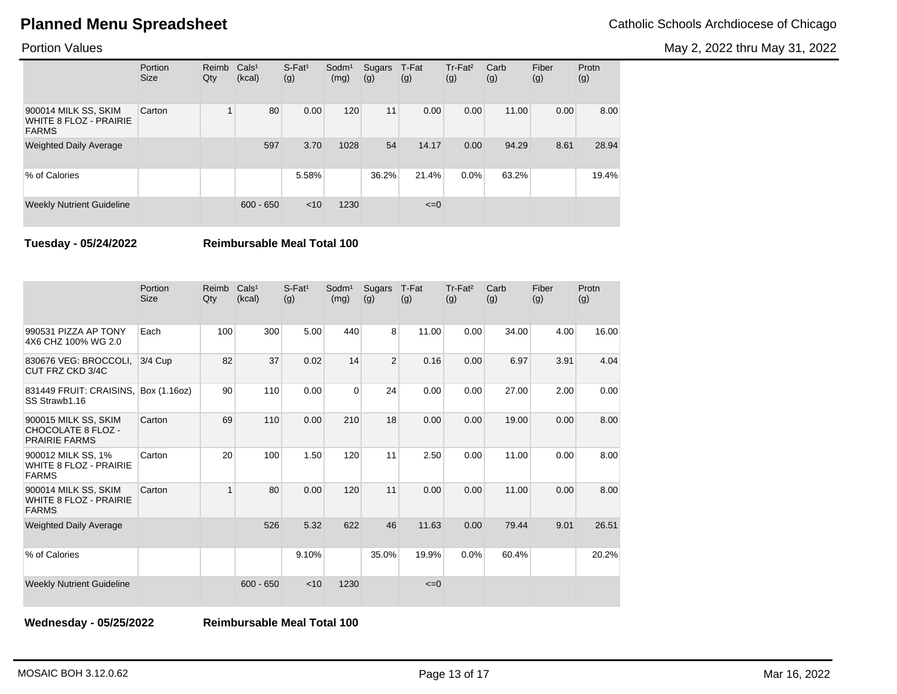# Planned Menu Spreadsheet

Catholic Schools Archdiocese of Chicago

Portion Values

May 2, 2022 thru May 31, 2022

| | Portion Size | Reimb Qty | Cals[1] (kcal) | S-Fat[1] (g) | Sodm[1] (mg) | Sugars (g) | T-Fat (g) | Tr-Fat[2] (g) | Carb (g) | Fiber (g) | Protn (g) |
|---|---|---|---|---|---|---|---|---|---|---|---|
| 900014 MILK SS, SKIM WHITE 8 FLOZ - PRAIRIE FARMS | Carton | 1 | 80 | 0.00 | 120 | 11 | 0.00 | 0.00 | 11.00 | 0.00 | 8.00 |
| Weighted Daily Average | | | 597 | 3.70 | 1028 | 54 | 14.17 | 0.00 | 94.29 | 8.61 | 28.94 |
| % of Calories | | | | 5.58% | | 36.2% | 21.4% | 0.0% | 63.2% | | 19.4% |
| Weekly Nutrient Guideline | | | 600 - 650 | <10 | 1230 | | <=0 | | | | |

**Tuesday - 05/24/2022** **Reimbursable Meal Total 100**

| | Portion Size | Reimb Qty | Cals[1] (kcal) | S-Fat[1] (g) | Sodm[1] (mg) | Sugars (g) | T-Fat (g) | Tr-Fat[2] (g) | Carb (g) | Fiber (g) | Protn (g) |
|---|---|---|---|---|---|---|---|---|---|---|---|
| 990531 PIZZA AP TONY 4X6 CHZ 100% WG 2.0 | Each | 100 | 300 | 5.00 | 440 | 8 | 11.00 | 0.00 | 34.00 | 4.00 | 16.00 |
| 830676 VEG: BROCCOLI, CUT FRZ CKD 3/4C | 3/4 Cup | 82 | 37 | 0.02 | 14 | 2 | 0.16 | 0.00 | 6.97 | 3.91 | 4.04 |
| 831449 FRUIT: CRAISINS, SS Strawb1.16 | Box (1.16oz) | 90 | 110 | 0.00 | 0 | 24 | 0.00 | 0.00 | 27.00 | 2.00 | 0.00 |
| 900015 MILK SS, SKIM CHOCOLATE 8 FLOZ - PRAIRIE FARMS | Carton | 69 | 110 | 0.00 | 210 | 18 | 0.00 | 0.00 | 19.00 | 0.00 | 8.00 |
| 900012 MILK SS, 1% WHITE 8 FLOZ - PRAIRIE FARMS | Carton | 20 | 100 | 1.50 | 120 | 11 | 2.50 | 0.00 | 11.00 | 0.00 | 8.00 |
| 900014 MILK SS, SKIM WHITE 8 FLOZ - PRAIRIE FARMS | Carton | 1 | 80 | 0.00 | 120 | 11 | 0.00 | 0.00 | 11.00 | 0.00 | 8.00 |
| Weighted Daily Average | | | 526 | 5.32 | 622 | 46 | 11.63 | 0.00 | 79.44 | 9.01 | 26.51 |
| % of Calories | | | | 9.10% | | 35.0% | 19.9% | 0.0% | 60.4% | | 20.2% |
| Weekly Nutrient Guideline | | | 600 - 650 | <10 | 1230 | | <=0 | | | | |

**Wednesday - 05/25/2022** **Reimbursable Meal Total 100**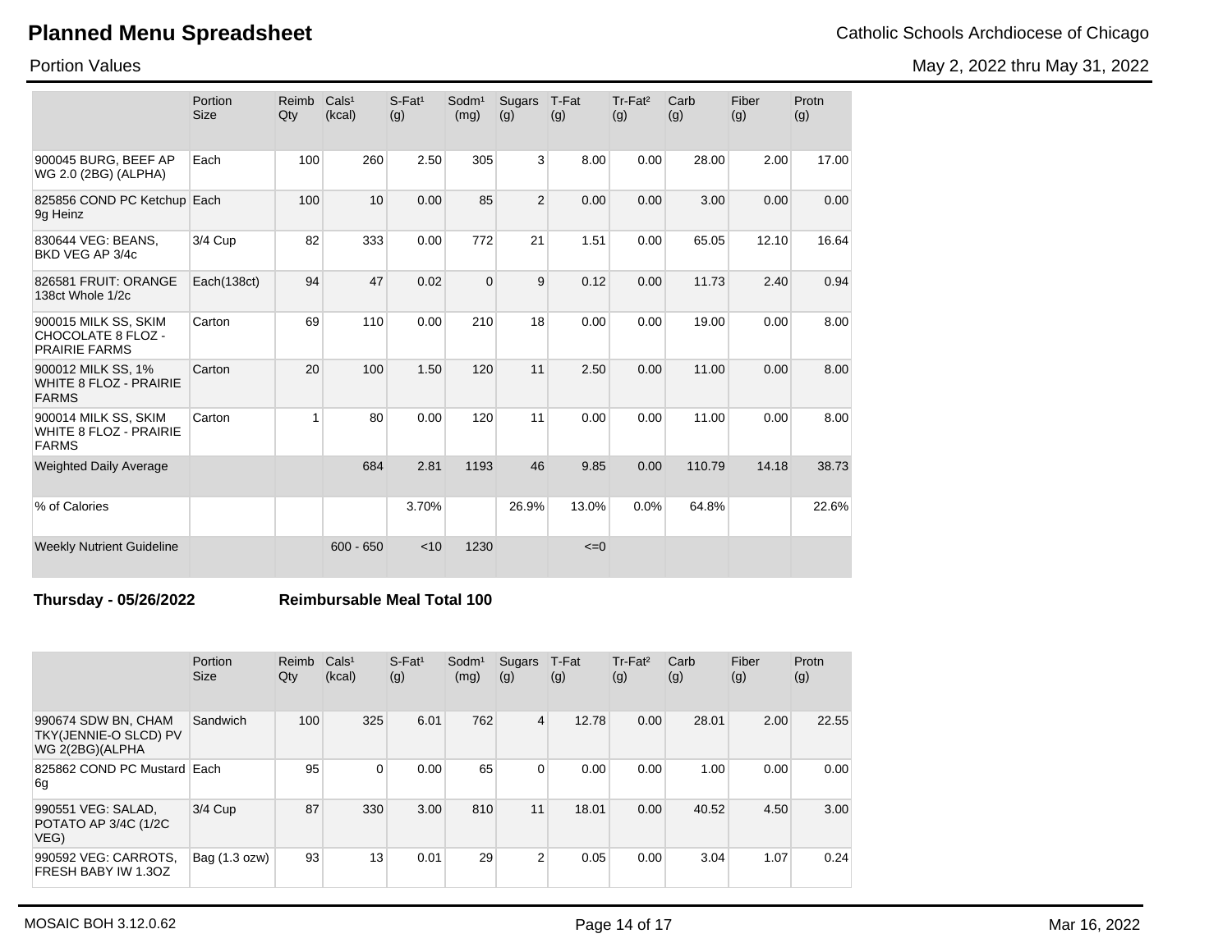# Planned Menu Spreadsheet

Catholic Schools Archdiocese of Chicago

Portion Values

May 2, 2022 thru May 31, 2022

| | Portion Size | Reimb Qty | Cals[1] (kcal) | S-Fat[1] (g) | Sodm[1] (mg) | Sugars (g) | T-Fat (g) | Tr-Fat[2] (g) | Carb (g) | Fiber (g) | Protn (g) |
|---|---|---|---|---|---|---|---|---|---|---|---|
| 900045 BURG, BEEF AP WG 2.0 (2BG) (ALPHA) | Each | 100 | 260 | 2.50 | 305 | 3 | 8.00 | 0.00 | 28.00 | 2.00 | 17.00 |
| 825856 COND PC Ketchup 9g Heinz | Each | 100 | 10 | 0.00 | 85 | 2 | 0.00 | 0.00 | 3.00 | 0.00 | 0.00 |
| 830644 VEG: BEANS, BKD VEG AP 3/4c | 3/4 Cup | 82 | 333 | 0.00 | 772 | 21 | 1.51 | 0.00 | 65.05 | 12.10 | 16.64 |
| 826581 FRUIT: ORANGE 138ct Whole 1/2c | Each(138ct) | 94 | 47 | 0.02 | 0 | 9 | 0.12 | 0.00 | 11.73 | 2.40 | 0.94 |
| 900015 MILK SS, SKIM CHOCOLATE 8 FLOZ - PRAIRIE FARMS | Carton | 69 | 110 | 0.00 | 210 | 18 | 0.00 | 0.00 | 19.00 | 0.00 | 8.00 |
| 900012 MILK SS, 1% WHITE 8 FLOZ - PRAIRIE FARMS | Carton | 20 | 100 | 1.50 | 120 | 11 | 2.50 | 0.00 | 11.00 | 0.00 | 8.00 |
| 900014 MILK SS, SKIM WHITE 8 FLOZ - PRAIRIE FARMS | Carton | 1 | 80 | 0.00 | 120 | 11 | 0.00 | 0.00 | 11.00 | 0.00 | 8.00 |
| Weighted Daily Average | | | 684 | 2.81 | 1193 | 46 | 9.85 | 0.00 | 110.79 | 14.18 | 38.73 |
| % of Calories | | | | 3.70% | | 26.9% | 13.0% | 0.0% | 64.8% | | 22.6% |
| Weekly Nutrient Guideline | | | 600 - 650 | <10 | 1230 | | <=0 | | | | |

**Thursday - 05/26/2022** **Reimbursable Meal Total 100**

| | Portion Size | Reimb Qty | Cals[1] (kcal) | S-Fat[1] (g) | Sodm[1] (mg) | Sugars (g) | T-Fat (g) | Tr-Fat[2] (g) | Carb (g) | Fiber (g) | Protn (g) |
|---|---|---|---|---|---|---|---|---|---|---|---|
| 990674 SDW BN, CHAM TKY(JENNIE-O SLCD) PV WG 2(2BG)(ALPHA | Sandwich | 100 | 325 | 6.01 | 762 | 4 | 12.78 | 0.00 | 28.01 | 2.00 | 22.55 |
| 825862 COND PC Mustard 6g | Each | 95 | 0 | 0.00 | 65 | 0 | 0.00 | 0.00 | 1.00 | 0.00 | 0.00 |
| 990551 VEG: SALAD, POTATO AP 3/4C (1/2C VEG) | 3/4 Cup | 87 | 330 | 3.00 | 810 | 11 | 18.01 | 0.00 | 40.52 | 4.50 | 3.00 |
| 990592 VEG: CARROTS, FRESH BABY IW 1.3OZ | Bag (1.3 ozw) | 93 | 13 | 0.01 | 29 | 2 | 0.05 | 0.00 | 3.04 | 1.07 | 0.24 |

MOSAIC BOH 3.12.0.62 Mar 16, 2022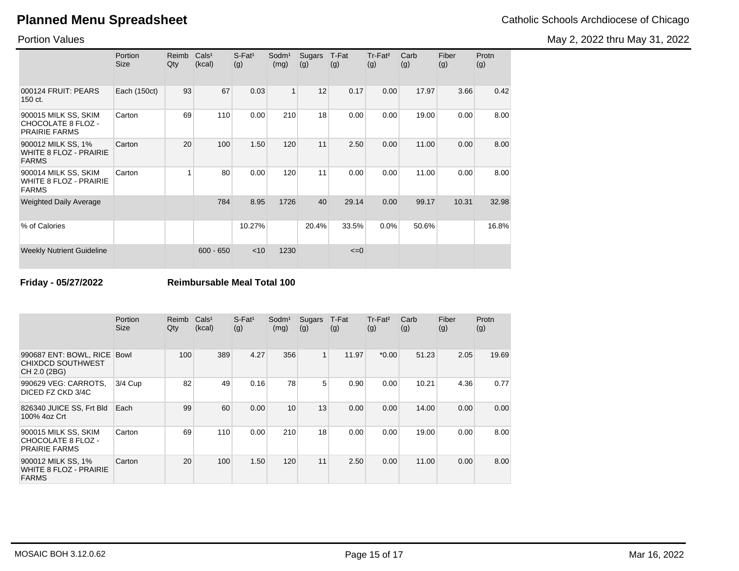# Planned Menu Spreadsheet

Catholic Schools Archdiocese of Chicago

Portion Values

May 2, 2022 thru May 31, 2022

| | Portion Size | Reimb Qty | Cals¹ (kcal) | S-Fat¹ (g) | Sodm¹ (mg) | Sugars (g) | T-Fat (g) | Tr-Fat² (g) | Carb (g) | Fiber (g) | Protn (g) |
|---|---|---|---|---|---|---|---|---|---|---|---|
| 000124 FRUIT: PEARS 150 ct. | Each (150ct) | 93 | 67 | 0.03 | 1 | 12 | 0.17 | 0.00 | 17.97 | 3.66 | 0.42 |
| 900015 MILK SS, SKIM CHOCOLATE 8 FLOZ - PRAIRIE FARMS | Carton | 69 | 110 | 0.00 | 210 | 18 | 0.00 | 0.00 | 19.00 | 0.00 | 8.00 |
| 900012 MILK SS, 1% WHITE 8 FLOZ - PRAIRIE FARMS | Carton | 20 | 100 | 1.50 | 120 | 11 | 2.50 | 0.00 | 11.00 | 0.00 | 8.00 |
| 900014 MILK SS, SKIM WHITE 8 FLOZ - PRAIRIE FARMS | Carton | 1 | 80 | 0.00 | 120 | 11 | 0.00 | 0.00 | 11.00 | 0.00 | 8.00 |
| Weighted Daily Average | | | 784 | 8.95 | 1726 | 40 | 29.14 | 0.00 | 99.17 | 10.31 | 32.98 |
| % of Calories | | | | 10.27% | | 20.4% | 33.5% | 0.0% | 50.6% | | 16.8% |
| Weekly Nutrient Guideline | | | 600 - 650 | <10 | 1230 | | <=0 | | | | |

**Friday - 05/27/2022** **Reimbursable Meal Total 100**

| | Portion Size | Reimb Qty | Cals¹ (kcal) | S-Fat¹ (g) | Sodm¹ (mg) | Sugars (g) | T-Fat (g) | Tr-Fat² (g) | Carb (g) | Fiber (g) | Protn (g) |
|---|---|---|---|---|---|---|---|---|---|---|---|
| 990687 ENT: BOWL, RICE CHIXDCD SOUTHWEST CH 2.0 (2BG) | Bowl | 100 | 389 | 4.27 | 356 | 1 | 11.97 | *0.00 | 51.23 | 2.05 | 19.69 |
| 990629 VEG: CARROTS, DICED FZ CKD 3/4C | 3/4 Cup | 82 | 49 | 0.16 | 78 | 5 | 0.90 | 0.00 | 10.21 | 4.36 | 0.77 |
| 826340 JUICE SS, Frt Bld 100% 4oz Crt | Each | 99 | 60 | 0.00 | 10 | 13 | 0.00 | 0.00 | 14.00 | 0.00 | 0.00 |
| 900015 MILK SS, SKIM CHOCOLATE 8 FLOZ - PRAIRIE FARMS | Carton | 69 | 110 | 0.00 | 210 | 18 | 0.00 | 0.00 | 19.00 | 0.00 | 8.00 |
| 900012 MILK SS, 1% WHITE 8 FLOZ - PRAIRIE FARMS | Carton | 20 | 100 | 1.50 | 120 | 11 | 2.50 | 0.00 | 11.00 | 0.00 | 8.00 |

MOSAIC BOH 3.12.0.62

Mar 16, 2022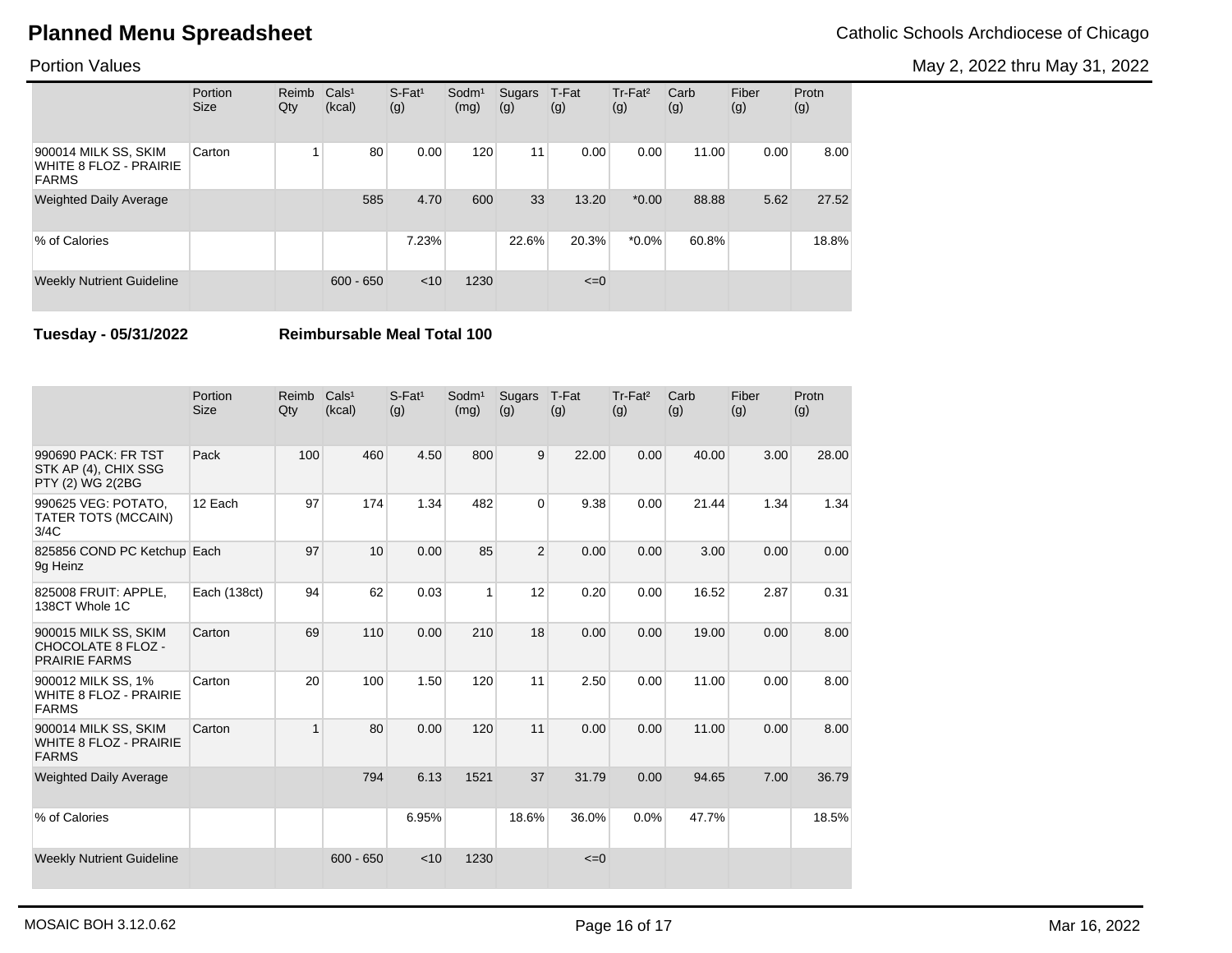# Planned Menu Spreadsheet

Catholic Schools Archdiocese of Chicago

Portion Values

May 2, 2022 thru May 31, 2022

| | Portion Size | Reimb Qty | Cals¹ (kcal) | S-Fat¹ (g) | Sodm¹ (mg) | Sugars (g) | T-Fat (g) | Tr-Fat² (g) | Carb (g) | Fiber (g) | Protn (g) |
|---|---|---|---|---|---|---|---|---|---|---|---|
| 900014 MILK SS, SKIM WHITE 8 FLOZ - PRAIRIE FARMS | Carton | 1 | 80 | 0.00 | 120 | 11 | 0.00 | 0.00 | 11.00 | 0.00 | 8.00 |
| Weighted Daily Average | | | 585 | 4.70 | 600 | 33 | 13.20 | *0.00 | 88.88 | 5.62 | 27.52 |
| % of Calories | | | | 7.23% | | 22.6% | 20.3% | *0.0% | 60.8% | | 18.8% |
| Weekly Nutrient Guideline | | | 600 - 650 | <10 | 1230 | | <=0 | | | | |

**Tuesday - 05/31/2022** **Reimbursable Meal Total 100**

| | Portion Size | Reimb Qty | Cals¹ (kcal) | S-Fat¹ (g) | Sodm¹ (mg) | Sugars (g) | T-Fat (g) | Tr-Fat² (g) | Carb (g) | Fiber (g) | Protn (g) |
|---|---|---|---|---|---|---|---|---|---|---|---|
| 990690 PACK: FR TST STK AP (4), CHIX SSG PTY (2) WG 2(2BG | Pack | 100 | 460 | 4.50 | 800 | 9 | 22.00 | 0.00 | 40.00 | 3.00 | 28.00 |
| 990625 VEG: POTATO, TATER TOTS (MCCAIN) 3/4C | 12 Each | 97 | 174 | 1.34 | 482 | 0 | 9.38 | 0.00 | 21.44 | 1.34 | 1.34 |
| 825856 COND PC Ketchup 9g Heinz | Each | 97 | 10 | 0.00 | 85 | 2 | 0.00 | 0.00 | 3.00 | 0.00 | 0.00 |
| 825008 FRUIT: APPLE, 138CT Whole 1C | Each (138ct) | 94 | 62 | 0.03 | 1 | 12 | 0.20 | 0.00 | 16.52 | 2.87 | 0.31 |
| 900015 MILK SS, SKIM CHOCOLATE 8 FLOZ - PRAIRIE FARMS | Carton | 69 | 110 | 0.00 | 210 | 18 | 0.00 | 0.00 | 19.00 | 0.00 | 8.00 |
| 900012 MILK SS, 1% WHITE 8 FLOZ - PRAIRIE FARMS | Carton | 20 | 100 | 1.50 | 120 | 11 | 2.50 | 0.00 | 11.00 | 0.00 | 8.00 |
| 900014 MILK SS, SKIM WHITE 8 FLOZ - PRAIRIE FARMS | Carton | 1 | 80 | 0.00 | 120 | 11 | 0.00 | 0.00 | 11.00 | 0.00 | 8.00 |
| Weighted Daily Average | | | 794 | 6.13 | 1521 | 37 | 31.79 | 0.00 | 94.65 | 7.00 | 36.79 |
| % of Calories | | | | 6.95% | | 18.6% | 36.0% | 0.0% | 47.7% | | 18.5% |
| Weekly Nutrient Guideline | | | 600 - 650 | <10 | 1230 | | <=0 | | | | |

MOSAIC BOH 3.12.0.62

Mar 16, 2022